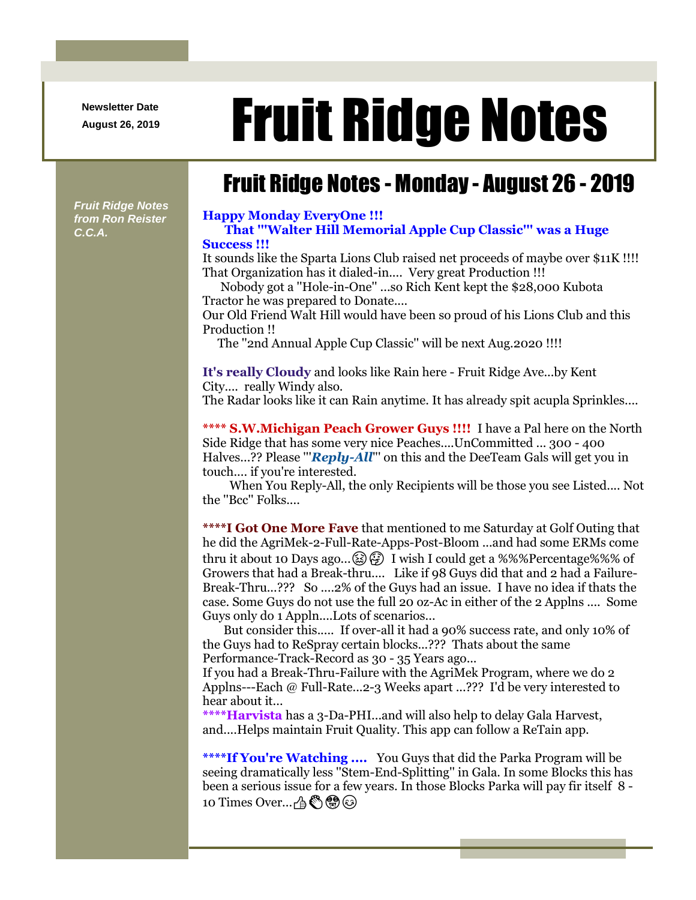Newsletter Date
August 26, 2019

# Fruit Ridge Notes

*Fruit Ridge Notes from Ron Reister C.C.A.*

## Fruit Ridge Notes - Monday - August 26 - 2019

**Happy Monday EveryOne !!!**

**That '"Walter Hill Memorial Apple Cup Classic"' was a Huge Success !!!**

It sounds like the Sparta Lions Club raised net proceeds of maybe over $11K !!!! That Organization has it dialed-in.... Very great Production !!!

Nobody got a "Hole-in-One" ...so Rich Kent kept the $28,000 Kubota Tractor he was prepared to Donate....

Our Old Friend Walt Hill would have been so proud of his Lions Club and this Production !!

The "2nd Annual Apple Cup Classic" will be next Aug.2020 !!!!

**It's really Cloudy** and looks like Rain here - Fruit Ridge Ave...by Kent City.... really Windy also.

The Radar looks like it can Rain anytime. It has already spit acupla Sprinkles....

**\*\*\*\* S.W.Michigan Peach Grower Guys !!!!** I have a Pal here on the North Side Ridge that has some very nice Peaches....UnCommitted ... 300 - 400 Halves...?? Please '"***Reply-All***"' on this and the DeeTeam Gals will get you in touch.... if you're interested.

When You Reply-All, the only Recipients will be those you see Listed.... Not the "Bcc" Folks....

**\*\*\*\*I Got One More Fave** that mentioned to me Saturday at Golf Outing that he did the AgriMek-2-Full-Rate-Apps-Post-Bloom ...and had some ERMs come thru it about 10 Days ago...😖😲 I wish I could get a %%%Percentage%%% of Growers that had a Break-thru.... Like if 98 Guys did that and 2 had a Failure-Break-Thru...??? So ....2% of the Guys had an issue. I have no idea if thats the case. Some Guys do not use the full 20 oz-Ac in either of the 2 Applns .... Some Guys only do 1 Appln....Lots of scenarios...

But consider this..... If over-all it had a 90% success rate, and only 10% of the Guys had to ReSpray certain blocks...??? Thats about the same Performance-Track-Record as 30 - 35 Years ago...

If you had a Break-Thru-Failure with the AgriMek Program, where we do 2 Applns---Each @ Full-Rate...2-3 Weeks apart ...??? I'd be very interested to hear about it...

**\*\*\*\*Harvista** has a 3-Da-PHI...and will also help to delay Gala Harvest, and....Helps maintain Fruit Quality. This app can follow a ReTain app.

**\*\*\*\*If You're Watching ....** You Guys that did the Parka Program will be seeing dramatically less "Stem-End-Splitting" in Gala. In some Blocks this has been a serious issue for a few years. In those Blocks Parka will pay fir itself 8 - 10 Times Over...👍👏🤩😉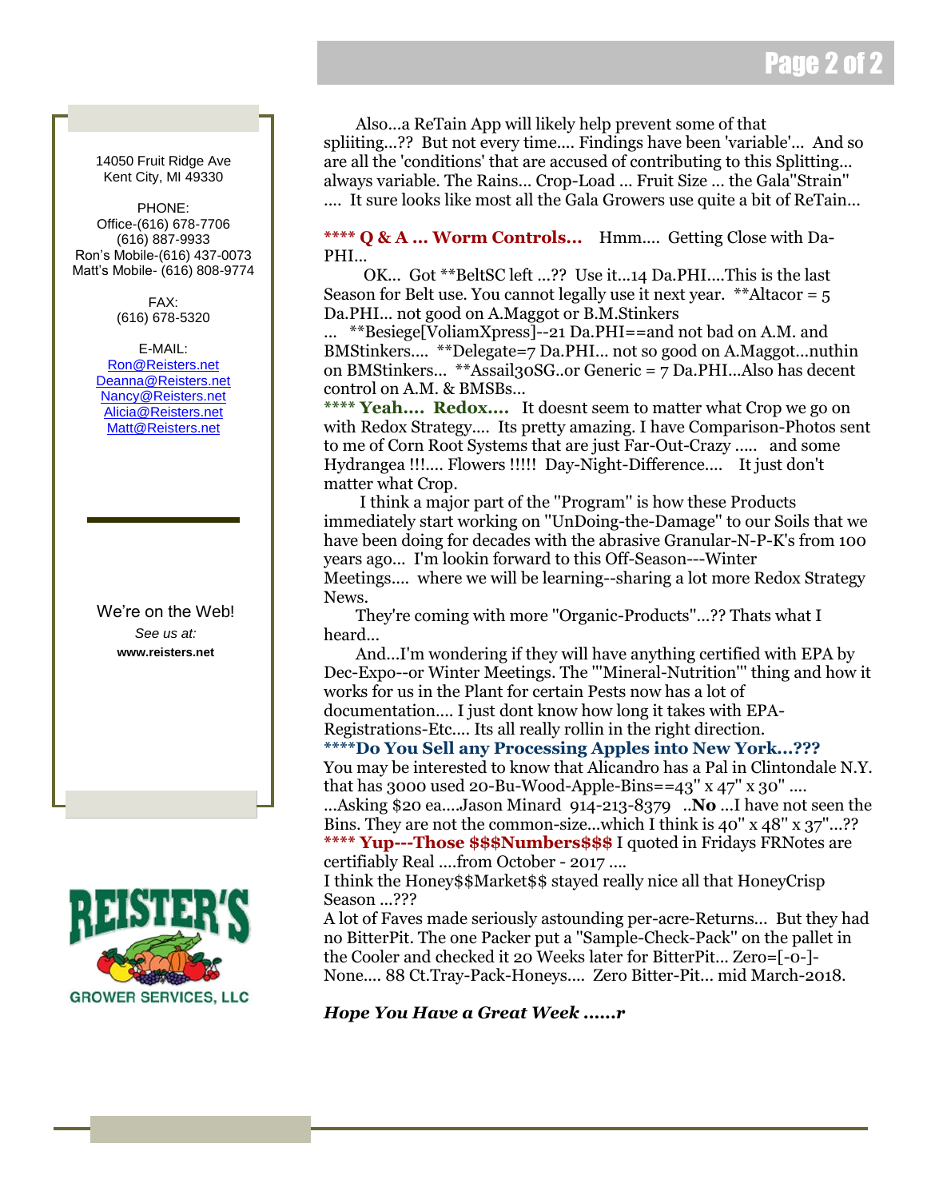14050 Fruit Ridge Ave
Kent City, MI 49330

PHONE:
Office-(616) 678-7706
(616) 887-9933
Ron's Mobile-(616) 437-0073
Matt's Mobile- (616) 808-9774

FAX:
(616) 678-5320

E-MAIL:
Ron@Reisters.net
Deanna@Reisters.net
Nancy@Reisters.net
Alicia@Reisters.net
Matt@Reisters.net

We're on the Web!
*See us at:*
**www.reisters.net**

REISTER'S GROWER SERVICES, LLC

Also...a ReTain App will likely help prevent some of that spliiting...?? But not every time.... Findings have been 'variable'... And so are all the 'conditions' that are accused of contributing to this Splitting... always variable. The Rains... Crop-Load ... Fruit Size ... the Gala"Strain" .... It sure looks like most all the Gala Growers use quite a bit of ReTain...

**\*\*\*\* Q & A ... Worm Controls...** Hmm.... Getting Close with Da-PHI...

OK... Got **BeltSC left ...?? Use it...14 Da.PHI....This is the last Season for Belt use. You cannot legally use it next year. **Altacor = 5 Da.PHI... not good on A.Maggot or B.M.Stinkers ... **Besiege[VoliamXpress]--21 Da.PHI==and not bad on A.M. and BMStinkers.... **Delegate=7 Da.PHI... not so good on A.Maggot...nuthin on BMStinkers... **Assail30SG..or Generic = 7 Da.PHI...Also has decent control on A.M. & BMSBs...

**\*\*\*\* Yeah.... Redox....** It doesnt seem to matter what Crop we go on with Redox Strategy.... Its pretty amazing. I have Comparison-Photos sent to me of Corn Root Systems that are just Far-Out-Crazy ..... and some Hydrangea !!!.... Flowers !!!!! Day-Night-Difference.... It just don't matter what Crop.

I think a major part of the "Program" is how these Products immediately start working on "UnDoing-the-Damage" to our Soils that we have been doing for decades with the abrasive Granular-N-P-K's from 100 years ago... I'm lookin forward to this Off-Season---Winter Meetings.... where we will be learning--sharing a lot more Redox Strategy News.

They're coming with more "Organic-Products"...?? Thats what I heard...

And...I'm wondering if they will have anything certified with EPA by Dec-Expo--or Winter Meetings. The '"Mineral-Nutrition"' thing and how it works for us in the Plant for certain Pests now has a lot of documentation.... I just dont know how long it takes with EPA-Registrations-Etc.... Its all really rollin in the right direction.

**\*\*\*\*Do You Sell any Processing Apples into New York...???**
You may be interested to know that Alicandro has a Pal in Clintondale N.Y. that has 3000 used 20-Bu-Wood-Apple-Bins==43" x 47" x 30" .... ...Asking $20 ea....Jason Minard 914-213-8379 ..**No** ...I have not seen the Bins. They are not the common-size...which I think is 40" x 48" x 37"...??

**\*\*\*\* Yup---Those $$$Numbers$$$** I quoted in Fridays FRNotes are certifiably Real ....from October - 2017 ....
I think the Honey$$Market$$ stayed really nice all that HoneyCrisp Season ...???
A lot of Faves made seriously astounding per-acre-Returns... But they had no BitterPit. The one Packer put a "Sample-Check-Pack" on the pallet in the Cooler and checked it 20 Weeks later for BitterPit... Zero=[-0-]-None.... 88 Ct.Tray-Pack-Honeys.... Zero Bitter-Pit... mid March-2018.

***Hope You Have a Great Week ......r***